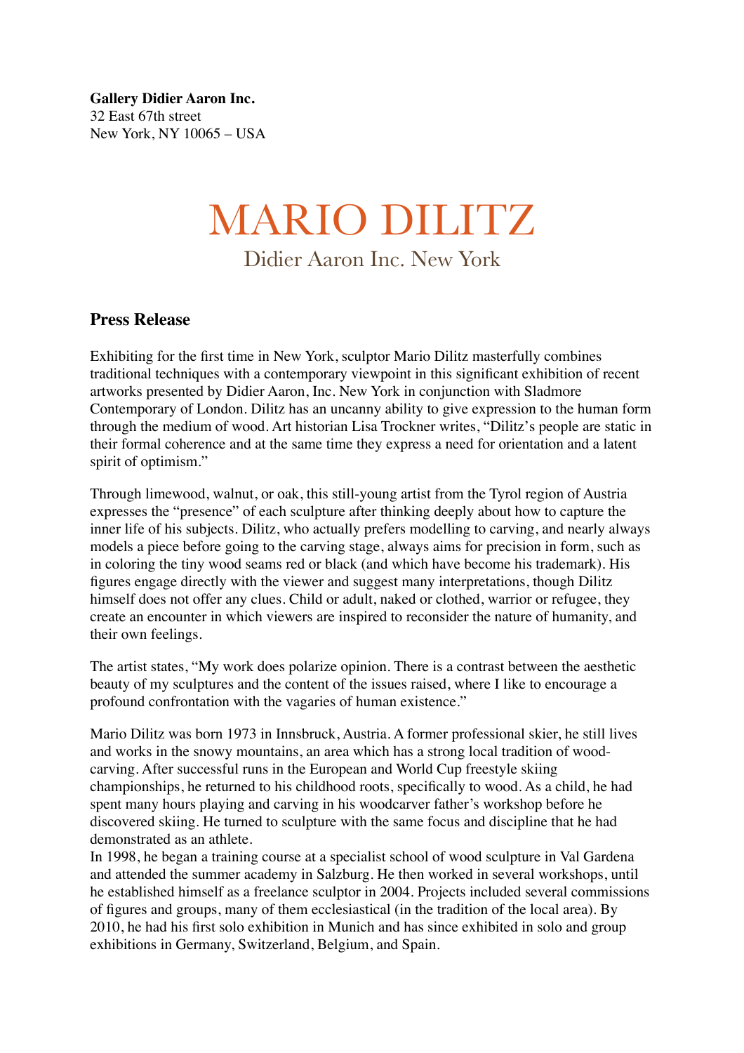**Gallery Didier Aaron Inc.**
32 East 67th street
New York, NY 10065 – USA

# MARIO DILITZ

Didier Aaron Inc. New York

## Press Release

Exhibiting for the first time in New York, sculptor Mario Dilitz masterfully combines traditional techniques with a contemporary viewpoint in this significant exhibition of recent artworks presented by Didier Aaron, Inc. New York in conjunction with Sladmore Contemporary of London. Dilitz has an uncanny ability to give expression to the human form through the medium of wood. Art historian Lisa Trockner writes, "Dilitz's people are static in their formal coherence and at the same time they express a need for orientation and a latent spirit of optimism."

Through limewood, walnut, or oak, this still-young artist from the Tyrol region of Austria expresses the "presence" of each sculpture after thinking deeply about how to capture the inner life of his subjects. Dilitz, who actually prefers modelling to carving, and nearly always models a piece before going to the carving stage, always aims for precision in form, such as in coloring the tiny wood seams red or black (and which have become his trademark). His figures engage directly with the viewer and suggest many interpretations, though Dilitz himself does not offer any clues. Child or adult, naked or clothed, warrior or refugee, they create an encounter in which viewers are inspired to reconsider the nature of humanity, and their own feelings.

The artist states, "My work does polarize opinion. There is a contrast between the aesthetic beauty of my sculptures and the content of the issues raised, where I like to encourage a profound confrontation with the vagaries of human existence."

Mario Dilitz was born 1973 in Innsbruck, Austria. A former professional skier, he still lives and works in the snowy mountains, an area which has a strong local tradition of wood-carving. After successful runs in the European and World Cup freestyle skiing championships, he returned to his childhood roots, specifically to wood. As a child, he had spent many hours playing and carving in his woodcarver father's workshop before he discovered skiing. He turned to sculpture with the same focus and discipline that he had demonstrated as an athlete.
In 1998, he began a training course at a specialist school of wood sculpture in Val Gardena and attended the summer academy in Salzburg. He then worked in several workshops, until he established himself as a freelance sculptor in 2004. Projects included several commissions of figures and groups, many of them ecclesiastical (in the tradition of the local area). By 2010, he had his first solo exhibition in Munich and has since exhibited in solo and group exhibitions in Germany, Switzerland, Belgium, and Spain.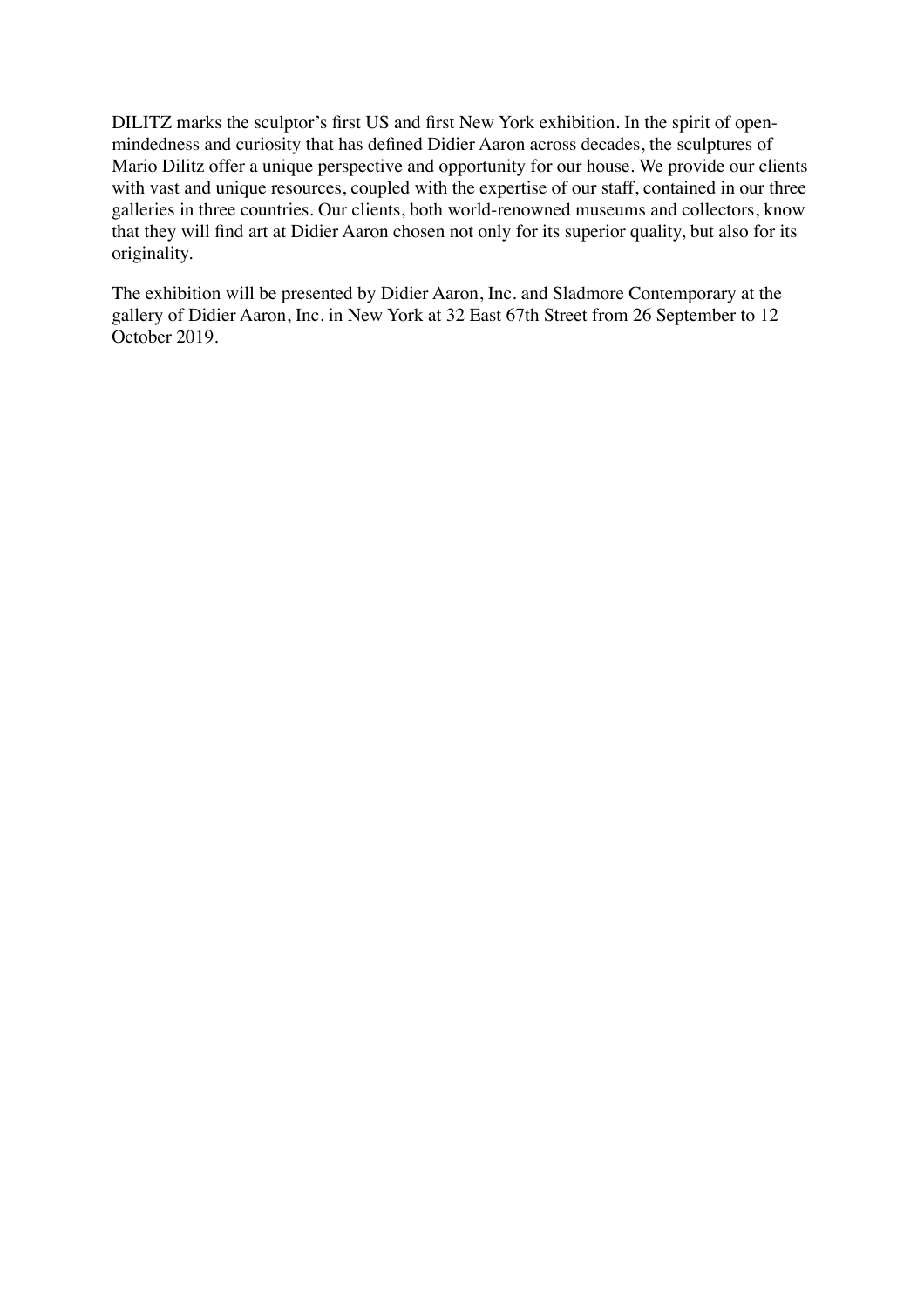DILITZ marks the sculptor's first US and first New York exhibition. In the spirit of open-mindedness and curiosity that has defined Didier Aaron across decades, the sculptures of Mario Dilitz offer a unique perspective and opportunity for our house. We provide our clients with vast and unique resources, coupled with the expertise of our staff, contained in our three galleries in three countries. Our clients, both world-renowned museums and collectors, know that they will find art at Didier Aaron chosen not only for its superior quality, but also for its originality.

The exhibition will be presented by Didier Aaron, Inc. and Sladmore Contemporary at the gallery of Didier Aaron, Inc. in New York at 32 East 67th Street from 26 September to 12 October 2019.